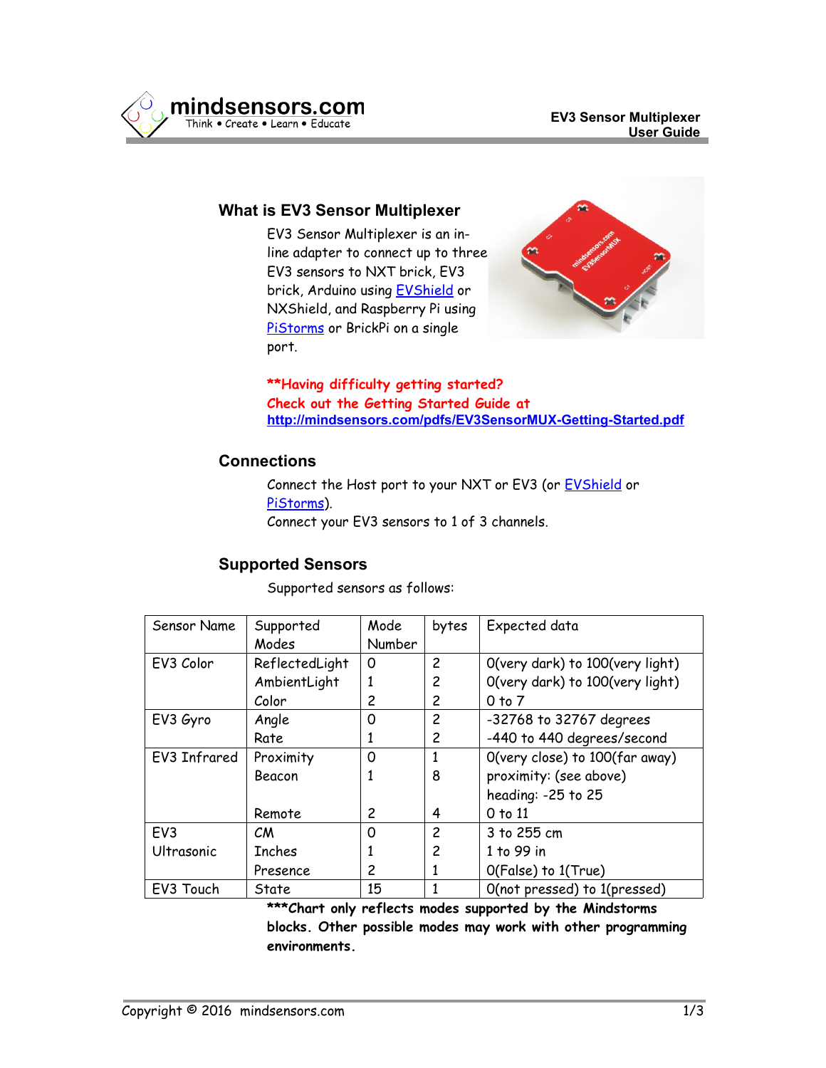## What is EV3 Sensor Multiplexer

EV3 Sensor Multiplexer is an in-line adapter to connect up to three EV3 sensors to NXT brick, EV3 brick, Arduino using EVShield or NXShield, and Raspberry Pi using PiStorms or BrickPi on a single port.

****Having difficulty getting started? Check out the Getting Started Guide at http://mindsensors.com/pdfs/EV3SensorMUX-Getting-Started.pdf**

## Connections

Connect the Host port to your NXT or EV3 (or EVShield or PiStorms).
Connect your EV3 sensors to 1 of 3 channels.

## Supported Sensors

Supported sensors as follows:

| Sensor Name | Supported Modes | Mode Number | bytes | Expected data |
|---|---|---|---|---|
| EV3 Color | ReflectedLight | 0 | 2 | 0(very dark) to 100(very light) |
| | AmbientLight | 1 | 2 | 0(very dark) to 100(very light) |
| | Color | 2 | 2 | 0 to 7 |
| EV3 Gyro | Angle | 0 | 2 | -32768 to 32767 degrees |
| | Rate | 1 | 2 | -440 to 440 degrees/second |
| EV3 Infrared | Proximity | 0 | 1 | 0(very close) to 100(far away) |
| | Beacon | 1 | 8 | proximity: (see above) heading: -25 to 25 |
| | Remote | 2 | 4 | 0 to 11 |
| EV3 Ultrasonic | CM | 0 | 2 | 3 to 255 cm |
| | Inches | 1 | 2 | 1 to 99 in |
| | Presence | 2 | 1 | 0(False) to 1(True) |
| EV3 Touch | State | 15 | 1 | 0(not pressed) to 1(pressed) |

*****Chart only reflects modes supported by the Mindstorms blocks. Other possible modes may work with other programming environments.**

Copyright © 2016 mindsensors.com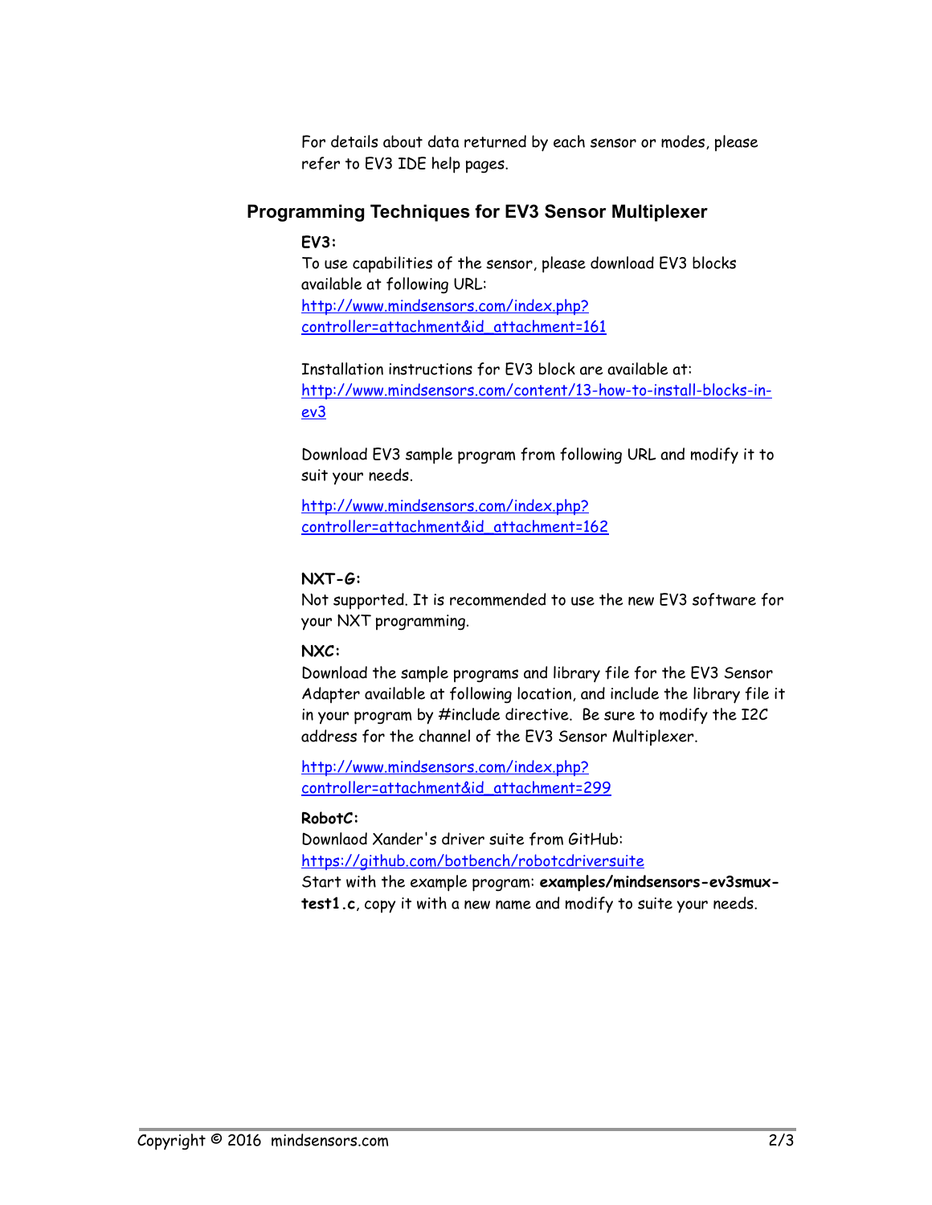For details about data returned by each sensor or modes, please refer to EV3 IDE help pages.

## Programming Techniques for EV3 Sensor Multiplexer

**EV3:**

To use capabilities of the sensor, please download EV3 blocks available at following URL:
[http://www.mindsensors.com/index.php?controller=attachment&id_attachment=161](http://www.mindsensors.com/index.php?controller=attachment&id_attachment=161)

Installation instructions for EV3 block are available at:
[http://www.mindsensors.com/content/13-how-to-install-blocks-in-ev3](http://www.mindsensors.com/content/13-how-to-install-blocks-in-ev3)

Download EV3 sample program from following URL and modify it to suit your needs.

[http://www.mindsensors.com/index.php?controller=attachment&id_attachment=162](http://www.mindsensors.com/index.php?controller=attachment&id_attachment=162)

**NXT-G:**

Not supported. It is recommended to use the new EV3 software for your NXT programming.

**NXC:**

Download the sample programs and library file for the EV3 Sensor Adapter available at following location, and include the library file it in your program by #include directive. Be sure to modify the I2C address for the channel of the EV3 Sensor Multiplexer.

[http://www.mindsensors.com/index.php?controller=attachment&id_attachment=299](http://www.mindsensors.com/index.php?controller=attachment&id_attachment=299)

**RobotC:**

Downlaod Xander's driver suite from GitHub:
[https://github.com/botbench/robotcdriversuite](https://github.com/botbench/robotcdriversuite)
Start with the example program: **examples/mindsensors-ev3smux-test1.c**, copy it with a new name and modify to suite your needs.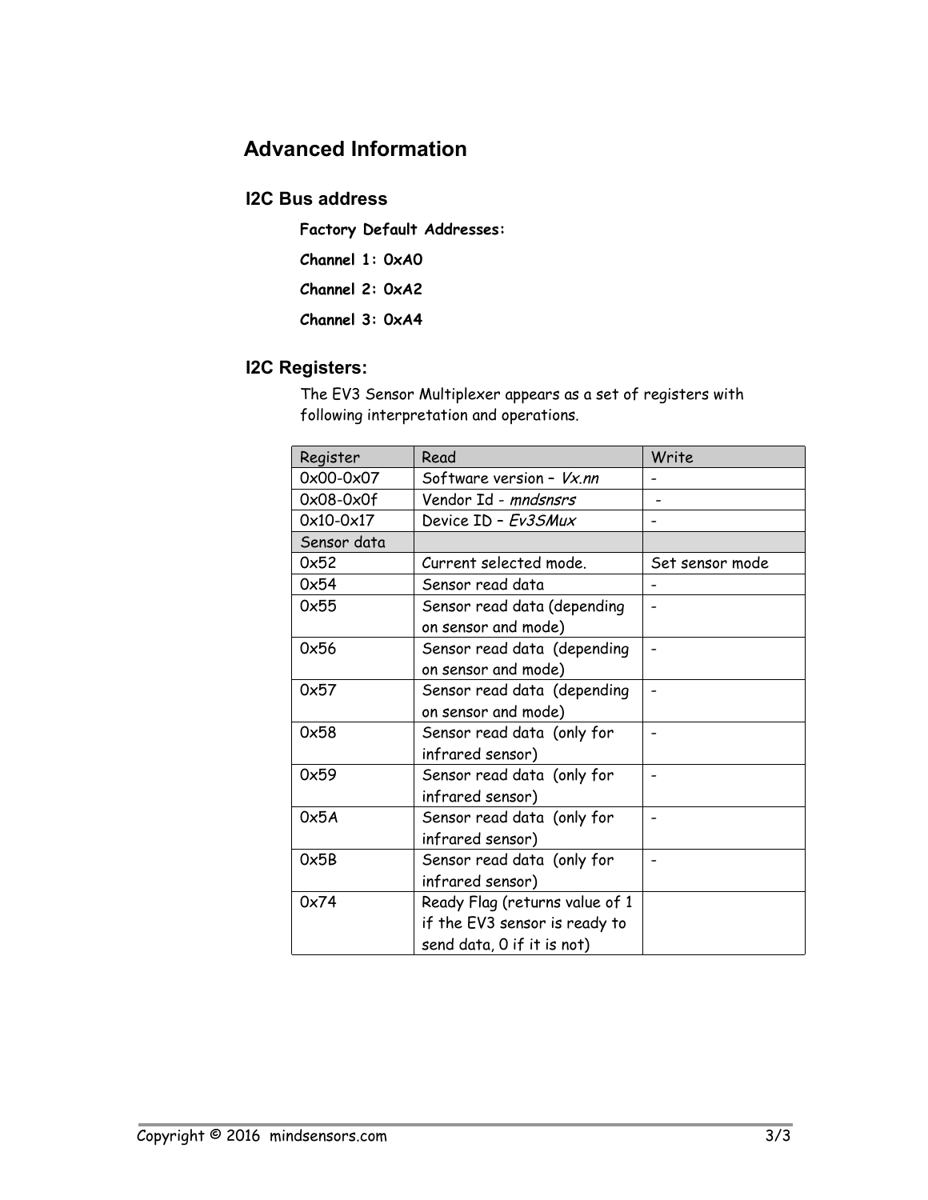## Advanced Information

### I2C Bus address

**Factory Default Addresses:**

**Channel 1: 0xA0**

**Channel 2: 0xA2**

**Channel 3: 0xA4**

### I2C Registers:

The EV3 Sensor Multiplexer appears as a set of registers with following interpretation and operations.

| Register | Read | Write |
|---|---|---|
| 0x00-0x07 | Software version – *Vx.nn* | - |
| 0x08-0x0f | Vendor Id - *mndsnsrs* | - |
| 0x10-0x17 | Device ID – *Ev3SMux* | - |
| Sensor data | | |
| 0x52 | Current selected mode. | Set sensor mode |
| 0x54 | Sensor read data | - |
| 0x55 | Sensor read data (depending on sensor and mode) | - |
| 0x56 | Sensor read data (depending on sensor and mode) | - |
| 0x57 | Sensor read data (depending on sensor and mode) | - |
| 0x58 | Sensor read data (only for infrared sensor) | - |
| 0x59 | Sensor read data (only for infrared sensor) | - |
| 0x5A | Sensor read data (only for infrared sensor) | - |
| 0x5B | Sensor read data (only for infrared sensor) | - |
| 0x74 | Ready Flag (returns value of 1 if the EV3 sensor is ready to send data, 0 if it is not) | |

Copyright © 2016 mindsensors.com